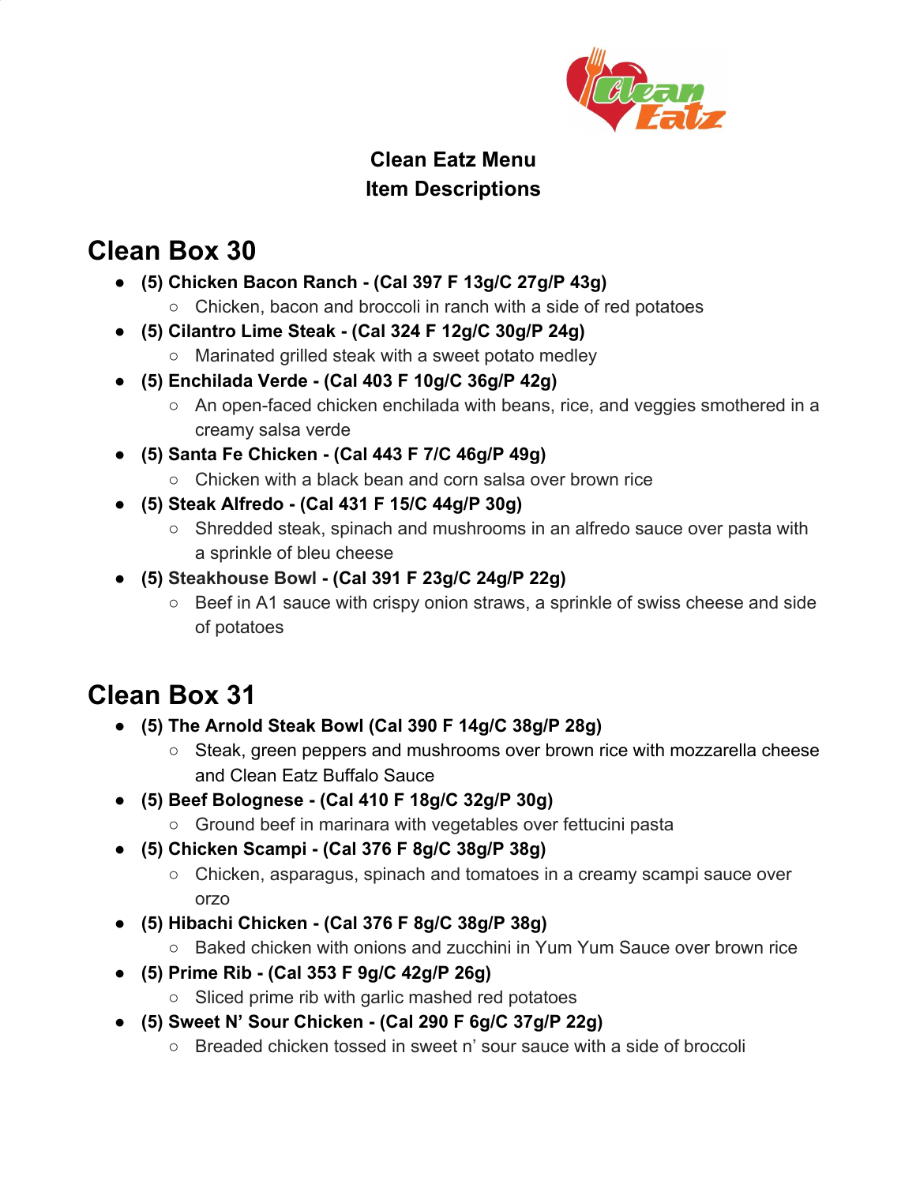**Clean Eatz Menu**
**Item Descriptions**

# Clean Box 30

- **(5) Chicken Bacon Ranch - (Cal 397 F 13g/C 27g/P 43g)**
  - Chicken, bacon and broccoli in ranch with a side of red potatoes
- **(5) Cilantro Lime Steak - (Cal 324 F 12g/C 30g/P 24g)**
  - Marinated grilled steak with a sweet potato medley
- **(5) Enchilada Verde - (Cal 403 F 10g/C 36g/P 42g)**
  - An open-faced chicken enchilada with beans, rice, and veggies smothered in a creamy salsa verde
- **(5) Santa Fe Chicken - (Cal 443 F 7/C 46g/P 49g)**
  - Chicken with a black bean and corn salsa over brown rice
- **(5) Steak Alfredo - (Cal 431 F 15/C 44g/P 30g)**
  - Shredded steak, spinach and mushrooms in an alfredo sauce over pasta with a sprinkle of bleu cheese
- **(5) Steakhouse Bowl - (Cal 391 F 23g/C 24g/P 22g)**
  - Beef in A1 sauce with crispy onion straws, a sprinkle of swiss cheese and side of potatoes

# Clean Box 31

- **(5) The Arnold Steak Bowl (Cal 390 F 14g/C 38g/P 28g)**
  - Steak, green peppers and mushrooms over brown rice with mozzarella cheese and Clean Eatz Buffalo Sauce
- **(5) Beef Bolognese - (Cal 410 F 18g/C 32g/P 30g)**
  - Ground beef in marinara with vegetables over fettucini pasta
- **(5) Chicken Scampi - (Cal 376 F 8g/C 38g/P 38g)**
  - Chicken, asparagus, spinach and tomatoes in a creamy scampi sauce over orzo
- **(5) Hibachi Chicken - (Cal 376 F 8g/C 38g/P 38g)**
  - Baked chicken with onions and zucchini in Yum Yum Sauce over brown rice
- **(5) Prime Rib - (Cal 353 F 9g/C 42g/P 26g)**
  - Sliced prime rib with garlic mashed red potatoes
- **(5) Sweet N' Sour Chicken - (Cal 290 F 6g/C 37g/P 22g)**
  - Breaded chicken tossed in sweet n' sour sauce with a side of broccoli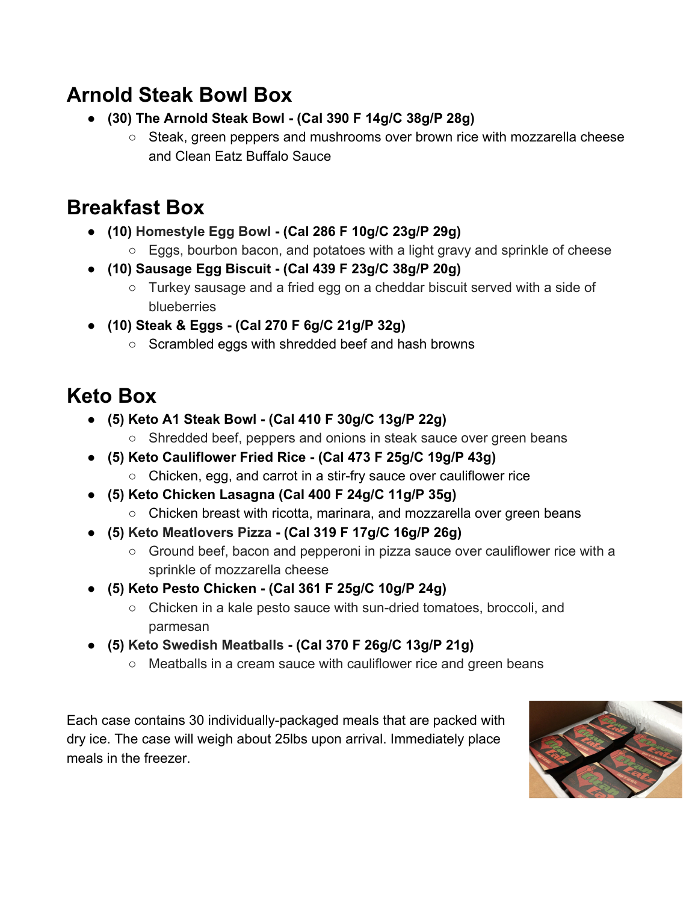## Arnold Steak Bowl Box

- **(30) The Arnold Steak Bowl - (Cal 390 F 14g/C 38g/P 28g)**
  - Steak, green peppers and mushrooms over brown rice with mozzarella cheese and Clean Eatz Buffalo Sauce

## Breakfast Box

- **(10) Homestyle Egg Bowl - (Cal 286 F 10g/C 23g/P 29g)**
  - Eggs, bourbon bacon, and potatoes with a light gravy and sprinkle of cheese
- **(10) Sausage Egg Biscuit - (Cal 439 F 23g/C 38g/P 20g)**
  - Turkey sausage and a fried egg on a cheddar biscuit served with a side of blueberries
- **(10) Steak & Eggs - (Cal 270 F 6g/C 21g/P 32g)**
  - Scrambled eggs with shredded beef and hash browns

## Keto Box

- **(5) Keto A1 Steak Bowl - (Cal 410 F 30g/C 13g/P 22g)**
  - Shredded beef, peppers and onions in steak sauce over green beans
- **(5) Keto Cauliflower Fried Rice - (Cal 473 F 25g/C 19g/P 43g)**
  - Chicken, egg, and carrot in a stir-fry sauce over cauliflower rice
- **(5) Keto Chicken Lasagna (Cal 400 F 24g/C 11g/P 35g)**
  - Chicken breast with ricotta, marinara, and mozzarella over green beans
- **(5) Keto Meatlovers Pizza - (Cal 319 F 17g/C 16g/P 26g)**
  - Ground beef, bacon and pepperoni in pizza sauce over cauliflower rice with a sprinkle of mozzarella cheese
- **(5) Keto Pesto Chicken - (Cal 361 F 25g/C 10g/P 24g)**
  - Chicken in a kale pesto sauce with sun-dried tomatoes, broccoli, and parmesan
- **(5) Keto Swedish Meatballs - (Cal 370 F 26g/C 13g/P 21g)**
  - Meatballs in a cream sauce with cauliflower rice and green beans

Each case contains 30 individually-packaged meals that are packed with dry ice. The case will weigh about 25lbs upon arrival. Immediately place meals in the freezer.